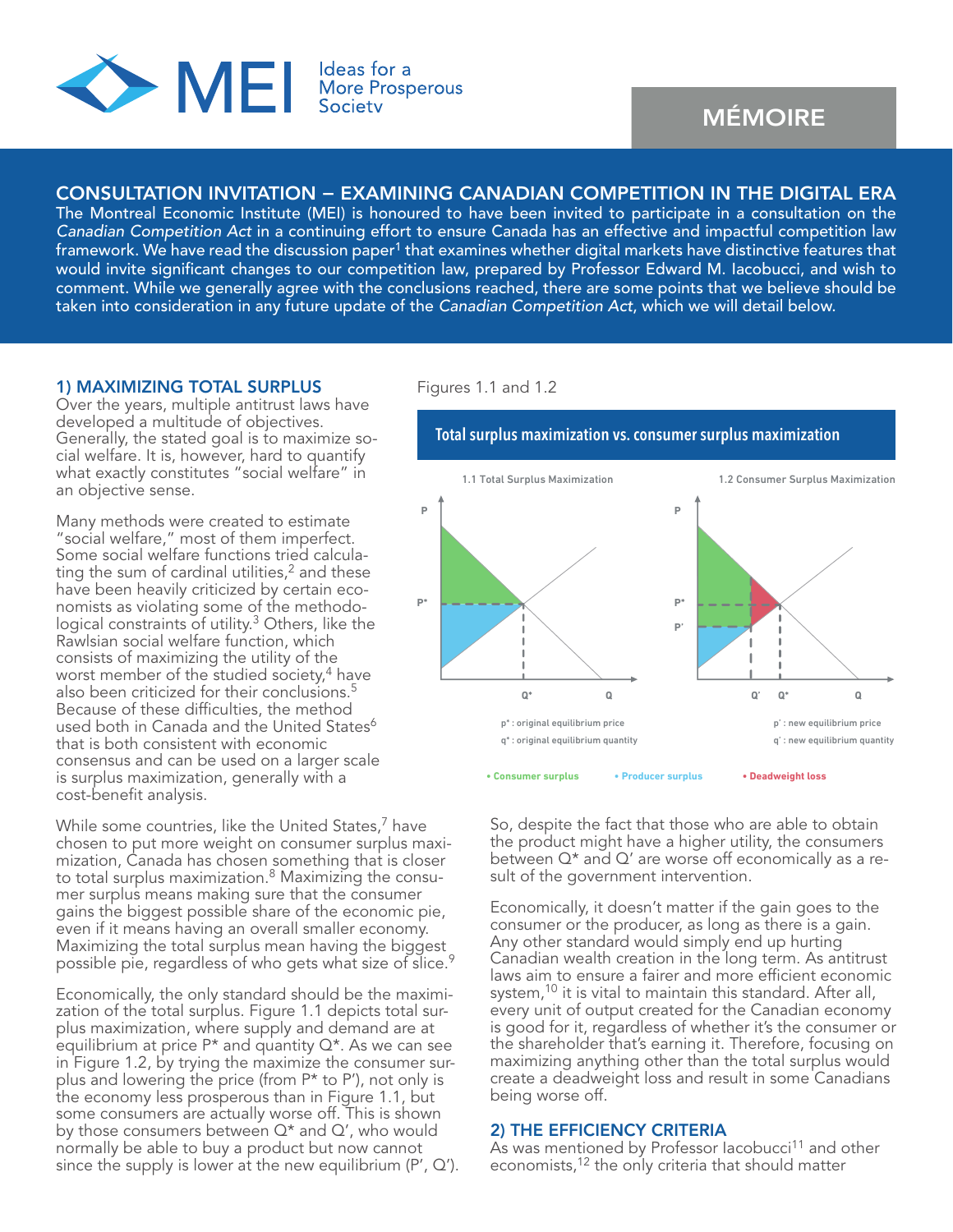MEI Ideas for a More Prosperous Society

MÉMOIRE

## CONSULTATION INVITATION – EXAMINING CANADIAN COMPETITION IN THE DIGITAL ERA

The Montreal Economic Institute (MEI) is honoured to have been invited to participate in a consultation on the *Canadian Competition Act* in a continuing effort to ensure Canada has an effective and impactful competition law framework. We have read the discussion paper[1] that examines whether digital markets have distinctive features that would invite significant changes to our competition law, prepared by Professor Edward M. Iacobucci, and wish to comment. While we generally agree with the conclusions reached, there are some points that we believe should be taken into consideration in any future update of the *Canadian Competition Act*, which we will detail below.

### 1) MAXIMIZING TOTAL SURPLUS

Over the years, multiple antitrust laws have developed a multitude of objectives. Generally, the stated goal is to maximize social welfare. It is, however, hard to quantify what exactly constitutes "social welfare" in an objective sense.

Many methods were created to estimate "social welfare," most of them imperfect. Some social welfare functions tried calculating the sum of cardinal utilities,[2] and these have been heavily criticized by certain economists as violating some of the methodological constraints of utility.[3] Others, like the Rawlsian social welfare function, which consists of maximizing the utility of the worst member of the studied society,[4] have also been criticized for their conclusions.[5] Because of these difficulties, the method used both in Canada and the United States[6] that is both consistent with economic consensus and can be used on a larger scale is surplus maximization, generally with a cost-benefit analysis.

While some countries, like the United States,[7] have chosen to put more weight on consumer surplus maximization, Canada has chosen something that is closer to total surplus maximization.[8] Maximizing the consumer surplus means making sure that the consumer gains the biggest possible share of the economic pie, even if it means having an overall smaller economy. Maximizing the total surplus mean having the biggest possible pie, regardless of who gets what size of slice.[9]

Economically, the only standard should be the maximization of the total surplus. Figure 1.1 depicts total surplus maximization, where supply and demand are at equilibrium at price P* and quantity Q*. As we can see in Figure 1.2, by trying the maximize the consumer surplus and lowering the price (from P* to P'), not only is the economy less prosperous than in Figure 1.1, but some consumers are actually worse off. This is shown by those consumers between Q* and Q', who would normally be able to buy a product but now cannot since the supply is lower at the new equilibrium (P', Q').

Figures 1.1 and 1.2

**Total surplus maximization vs. consumer surplus maximization**

1.1 Total Surplus Maximization — 1.2 Consumer Surplus Maximization

p* : original equilibrium price
q* : original equilibrium quantity

p' : new equilibrium price
q' : new equilibrium quantity

• Consumer surplus • Producer surplus • Deadweight loss

So, despite the fact that those who are able to obtain the product might have a higher utility, the consumers between Q* and Q' are worse off economically as a result of the government intervention.

Economically, it doesn't matter if the gain goes to the consumer or the producer, as long as there is a gain. Any other standard would simply end up hurting Canadian wealth creation in the long term. As antitrust laws aim to ensure a fairer and more efficient economic system,[10] it is vital to maintain this standard. After all, every unit of output created for the Canadian economy is good for it, regardless of whether it's the consumer or the shareholder that's earning it. Therefore, focusing on maximizing anything other than the total surplus would create a deadweight loss and result in some Canadians being worse off.

### 2) THE EFFICIENCY CRITERIA

As was mentioned by Professor Iacobucci[11] and other economists,[12] the only criteria that should matter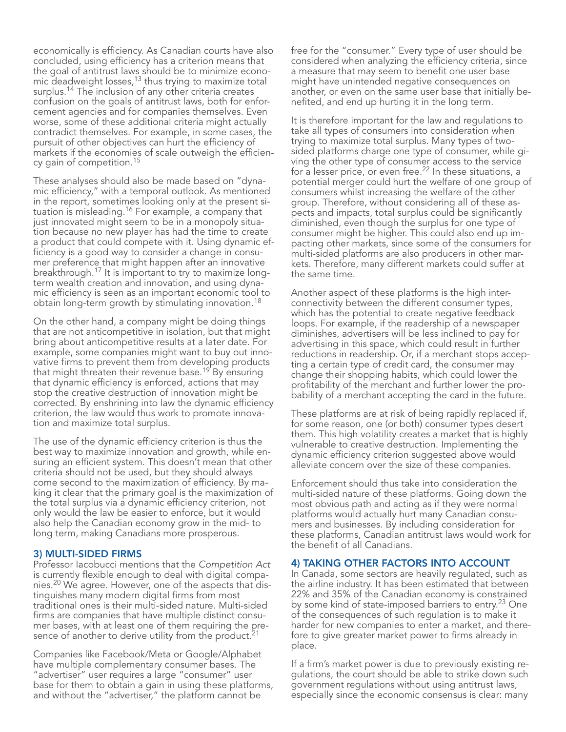economically is efficiency. As Canadian courts have also concluded, using efficiency has a criterion means that the goal of antitrust laws should be to minimize economic deadweight losses,[13] thus trying to maximize total surplus.[14] The inclusion of any other criteria creates confusion on the goals of antitrust laws, both for enforcement agencies and for companies themselves. Even worse, some of these additional criteria might actually contradict themselves. For example, in some cases, the pursuit of other objectives can hurt the efficiency of markets if the economies of scale outweigh the efficiency gain of competition.[15]

These analyses should also be made based on "dynamic efficiency," with a temporal outlook. As mentioned in the report, sometimes looking only at the present situation is misleading.[16] For example, a company that just innovated might seem to be in a monopoly situation because no new player has had the time to create a product that could compete with it. Using dynamic efficiency is a good way to consider a change in consumer preference that might happen after an innovative breakthrough.[17] It is important to try to maximize long-term wealth creation and innovation, and using dynamic efficiency is seen as an important economic tool to obtain long-term growth by stimulating innovation.[18]

On the other hand, a company might be doing things that are not anticompetitive in isolation, but that might bring about anticompetitive results at a later date. For example, some companies might want to buy out innovative firms to prevent them from developing products that might threaten their revenue base.[19] By ensuring that dynamic efficiency is enforced, actions that may stop the creative destruction of innovation might be corrected. By enshrining into law the dynamic efficiency criterion, the law would thus work to promote innovation and maximize total surplus.

The use of the dynamic efficiency criterion is thus the best way to maximize innovation and growth, while ensuring an efficient system. This doesn't mean that other criteria should not be used, but they should always come second to the maximization of efficiency. By making it clear that the primary goal is the maximization of the total surplus via a dynamic efficiency criterion, not only would the law be easier to enforce, but it would also help the Canadian economy grow in the mid- to long term, making Canadians more prosperous.

### 3) MULTI-SIDED FIRMS

Professor Iacobucci mentions that the *Competition Act* is currently flexible enough to deal with digital companies.[20] We agree. However, one of the aspects that distinguishes many modern digital firms from most traditional ones is their multi-sided nature. Multi-sided firms are companies that have multiple distinct consumer bases, with at least one of them requiring the presence of another to derive utility from the product.[21]

Companies like Facebook/Meta or Google/Alphabet have multiple complementary consumer bases. The "advertiser" user requires a large "consumer" user base for them to obtain a gain in using these platforms, and without the "advertiser," the platform cannot be free for the "consumer." Every type of user should be considered when analyzing the efficiency criteria, since a measure that may seem to benefit one user base might have unintended negative consequences on another, or even on the same user base that initially benefited, and end up hurting it in the long term.

It is therefore important for the law and regulations to take all types of consumers into consideration when trying to maximize total surplus. Many types of two-sided platforms charge one type of consumer, while giving the other type of consumer access to the service for a lesser price, or even free.[22] In these situations, a potential merger could hurt the welfare of one group of consumers whilst increasing the welfare of the other group. Therefore, without considering all of these aspects and impacts, total surplus could be significantly diminished, even though the surplus for one type of consumer might be higher. This could also end up impacting other markets, since some of the consumers for multi-sided platforms are also producers in other markets. Therefore, many different markets could suffer at the same time.

Another aspect of these platforms is the high interconnectivity between the different consumer types, which has the potential to create negative feedback loops. For example, if the readership of a newspaper diminishes, advertisers will be less inclined to pay for advertising in this space, which could result in further reductions in readership. Or, if a merchant stops accepting a certain type of credit card, the consumer may change their shopping habits, which could lower the profitability of the merchant and further lower the probability of a merchant accepting the card in the future.

These platforms are at risk of being rapidly replaced if, for some reason, one (or both) consumer types desert them. This high volatility creates a market that is highly vulnerable to creative destruction. Implementing the dynamic efficiency criterion suggested above would alleviate concern over the size of these companies.

Enforcement should thus take into consideration the multi-sided nature of these platforms. Going down the most obvious path and acting as if they were normal platforms would actually hurt many Canadian consumers and businesses. By including consideration for these platforms, Canadian antitrust laws would work for the benefit of all Canadians.

### 4) TAKING OTHER FACTORS INTO ACCOUNT

In Canada, some sectors are heavily regulated, such as the airline industry. It has been estimated that between 22% and 35% of the Canadian economy is constrained by some kind of state-imposed barriers to entry.[23] One of the consequences of such regulation is to make it harder for new companies to enter a market, and therefore to give greater market power to firms already in place.

If a firm's market power is due to previously existing regulations, the court should be able to strike down such government regulations without using antitrust laws, especially since the economic consensus is clear: many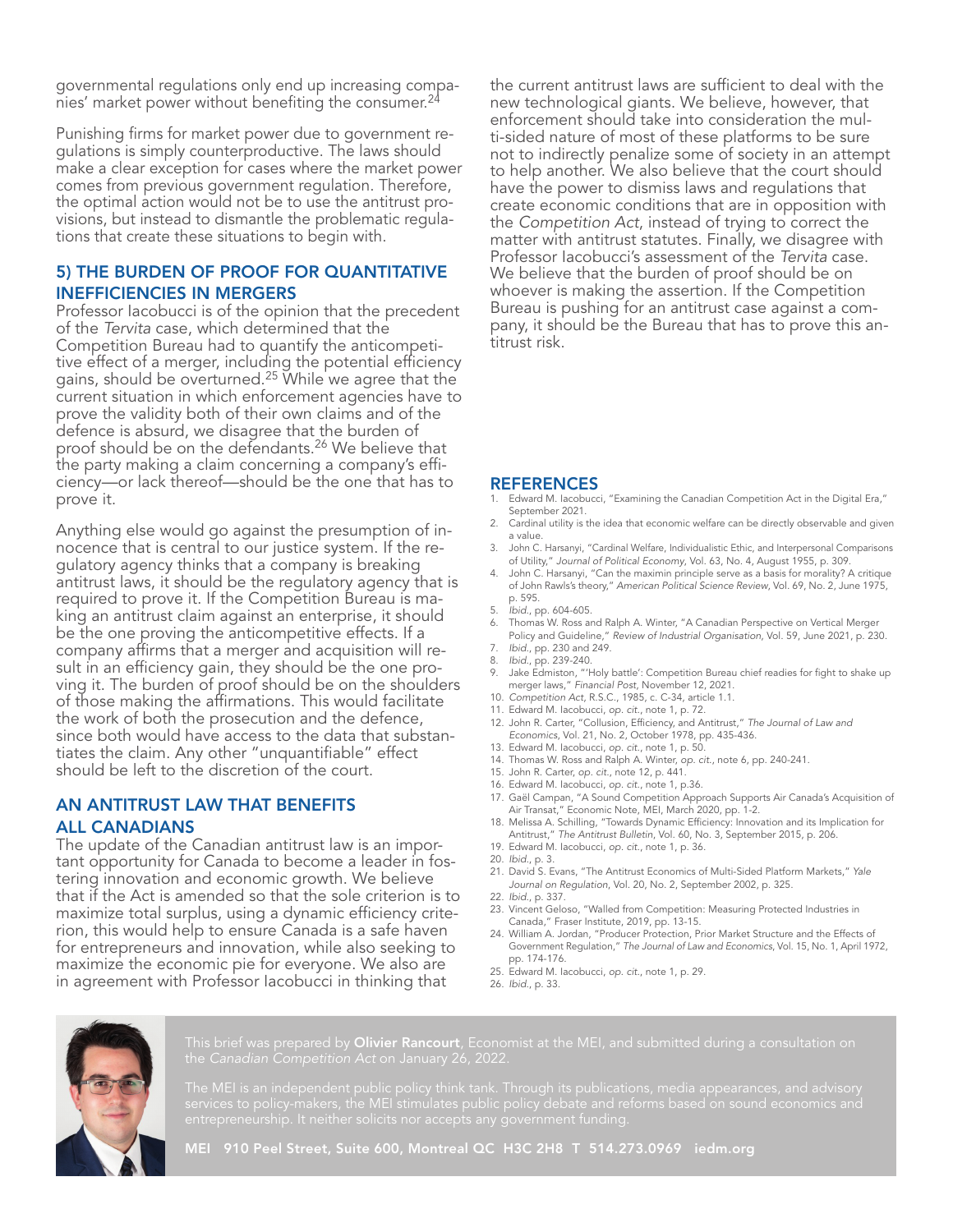governmental regulations only end up increasing companies' market power without benefiting the consumer.[24]

Punishing firms for market power due to government regulations is simply counterproductive. The laws should make a clear exception for cases where the market power comes from previous government regulation. Therefore, the optimal action would not be to use the antitrust provisions, but instead to dismantle the problematic regulations that create these situations to begin with.

## 5) THE BURDEN OF PROOF FOR QUANTITATIVE INEFFICIENCIES IN MERGERS

Professor Iacobucci is of the opinion that the precedent of the *Tervita* case, which determined that the Competition Bureau had to quantify the anticompetitive effect of a merger, including the potential efficiency gains, should be overturned.[25] While we agree that the current situation in which enforcement agencies have to prove the validity both of their own claims and of the defence is absurd, we disagree that the burden of proof should be on the defendants.[26] We believe that the party making a claim concerning a company's efficiency—or lack thereof—should be the one that has to prove it.

Anything else would go against the presumption of innocence that is central to our justice system. If the regulatory agency thinks that a company is breaking antitrust laws, it should be the regulatory agency that is required to prove it. If the Competition Bureau is making an antitrust claim against an enterprise, it should be the one proving the anticompetitive effects. If a company affirms that a merger and acquisition will result in an efficiency gain, they should be the one proving it. The burden of proof should be on the shoulders of those making the affirmations. This would facilitate the work of both the prosecution and the defence, since both would have access to the data that substantiates the claim. Any other "unquantifiable" effect should be left to the discretion of the court.

## AN ANTITRUST LAW THAT BENEFITS ALL CANADIANS

The update of the Canadian antitrust law is an important opportunity for Canada to become a leader in fostering innovation and economic growth. We believe that if the Act is amended so that the sole criterion is to maximize total surplus, using a dynamic efficiency criterion, this would help to ensure Canada is a safe haven for entrepreneurs and innovation, while also seeking to maximize the economic pie for everyone. We also are in agreement with Professor Iacobucci in thinking that the current antitrust laws are sufficient to deal with the new technological giants. We believe, however, that enforcement should take into consideration the multi-sided nature of most of these platforms to be sure not to indirectly penalize some of society in an attempt to help another. We also believe that the court should have the power to dismiss laws and regulations that create economic conditions that are in opposition with the *Competition Act*, instead of trying to correct the matter with antitrust statutes. Finally, we disagree with Professor Iacobucci's assessment of the *Tervita* case. We believe that the burden of proof should be on whoever is making the assertion. If the Competition Bureau is pushing for an antitrust case against a company, it should be the Bureau that has to prove this antitrust risk.

## REFERENCES

1. Edward M. Iacobucci, "Examining the Canadian Competition Act in the Digital Era," September 2021.
2. Cardinal utility is the idea that economic welfare can be directly observable and given a value.
3. John C. Harsanyi, "Cardinal Welfare, Individualistic Ethic, and Interpersonal Comparisons of Utility," *Journal of Political Economy*, Vol. 63, No. 4, August 1955, p. 309.
4. John C. Harsanyi, "Can the maximin principle serve as a basis for morality? A critique of John Rawls's theory," *American Political Science Review*, Vol. 69, No. 2, June 1975, p. 595.
5. *Ibid.*, pp. 604-605.
6. Thomas W. Ross and Ralph A. Winter, "A Canadian Perspective on Vertical Merger Policy and Guideline," *Review of Industrial Organisation*, Vol. 59, June 2021, p. 230.
7. *Ibid.*, pp. 230 and 249.
8. *Ibid.*, pp. 239-240.
9. Jake Edmiston, "'Holy battle': Competition Bureau chief readies for fight to shake up merger laws," *Financial Post*, November 12, 2021.
10. *Competition Act*, R.S.C., 1985, c. C-34, article 1.1.
11. Edward M. Iacobucci, *op. cit.*, note 1, p. 72.
12. John R. Carter, "Collusion, Efficiency, and Antitrust," *The Journal of Law and Economics*, Vol. 21, No. 2, October 1978, pp. 435-436.
13. Edward M. Iacobucci, *op. cit.*, note 1, p. 50.
14. Thomas W. Ross and Ralph A. Winter, *op. cit.*, note 6, pp. 240-241.
15. John R. Carter, *op. cit.*, note 12, p. 441.
16. Edward M. Iacobucci, *op. cit.*, note 1, p.36.
17. Gaël Campan, "A Sound Competition Approach Supports Air Canada's Acquisition of Air Transat," Economic Note, MEI, March 2020, pp. 1-2.
18. Melissa A. Schilling, "Towards Dynamic Efficiency: Innovation and its Implication for Antitrust," *The Antitrust Bulletin*, Vol. 60, No. 3, September 2015, p. 206.
19. Edward M. Iacobucci, *op. cit.*, note 1, p. 36.
20. *Ibid.*, p. 3.
21. David S. Evans, "The Antitrust Economics of Multi-Sided Platform Markets," *Yale Journal on Regulation*, Vol. 20, No. 2, September 2002, p. 325.
22. *Ibid.*, p. 337.
23. Vincent Geloso, "Walled from Competition: Measuring Protected Industries in Canada," Fraser Institute, 2019, pp. 13-15.
24. William A. Jordan, "Producer Protection, Prior Market Structure and the Effects of Government Regulation," *The Journal of Law and Economics*, Vol. 15, No. 1, April 1972, pp. 174-176.
25. Edward M. Iacobucci, *op. cit.*, note 1, p. 29.
26. *Ibid.*, p. 33.

This brief was prepared by **Olivier Rancourt**, Economist at the MEI, and submitted during a consultation on the *Canadian Competition Act* on January 26, 2022.

The MEI is an independent public policy think tank. Through its publications, media appearances, and advisory services to policy-makers, the MEI stimulates public policy debate and reforms based on sound economics and entrepreneurship. It neither solicits nor accepts any government funding.

**MEI** 910 Peel Street, Suite 600, Montreal QC H3C 2H8 T 514.273.0969 iedm.org